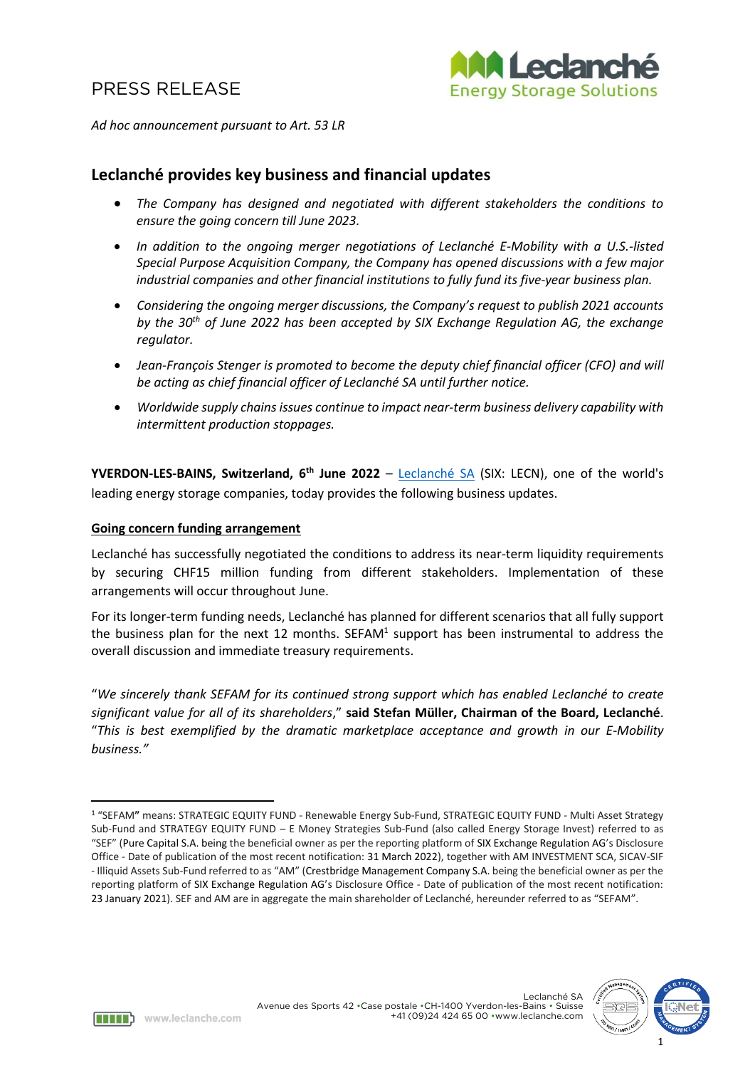PRESS RELEASE

*Ad hoc announcement pursuant to Art. 53 LR*

## Leclanché provides key business and financial updates

- *The Company has designed and negotiated with different stakeholders the conditions to ensure the going concern till June 2023.*
- *In addition to the ongoing merger negotiations of Leclanché E-Mobility with a U.S.-listed Special Purpose Acquisition Company, the Company has opened discussions with a few major industrial companies and other financial institutions to fully fund its five-year business plan.*
- *Considering the ongoing merger discussions, the Company's request to publish 2021 accounts by the 30th of June 2022 has been accepted by SIX Exchange Regulation AG, the exchange regulator.*
- *Jean-François Stenger is promoted to become the deputy chief financial officer (CFO) and will be acting as chief financial officer of Leclanché SA until further notice.*
- *Worldwide supply chains issues continue to impact near-term business delivery capability with intermittent production stoppages.*

**YVERDON-LES-BAINS, Switzerland, 6th June 2022** – Leclanché SA (SIX: LECN), one of the world's leading energy storage companies, today provides the following business updates.

**Going concern funding arrangement**

Leclanché has successfully negotiated the conditions to address its near-term liquidity requirements by securing CHF15 million funding from different stakeholders. Implementation of these arrangements will occur throughout June.

For its longer-term funding needs, Leclanché has planned for different scenarios that all fully support the business plan for the next 12 months. SEFAM[1] support has been instrumental to address the overall discussion and immediate treasury requirements.

"*We sincerely thank SEFAM for its continued strong support which has enabled Leclanché to create significant value for all of its shareholders*," **said Stefan Müller, Chairman of the Board, Leclanché**. "*This is best exemplified by the dramatic marketplace acceptance and growth in our E-Mobility business.*"

[1] "SEFAM" means: STRATEGIC EQUITY FUND - Renewable Energy Sub-Fund, STRATEGIC EQUITY FUND - Multi Asset Strategy Sub-Fund and STRATEGY EQUITY FUND – E Money Strategies Sub-Fund (also called Energy Storage Invest) referred to as "SEF" (Pure Capital S.A. being the beneficial owner as per the reporting platform of SIX Exchange Regulation AG's Disclosure Office - Date of publication of the most recent notification: 31 March 2022), together with AM INVESTMENT SCA, SICAV-SIF - Illiquid Assets Sub-Fund referred to as "AM" (Crestbridge Management Company S.A. being the beneficial owner as per the reporting platform of SIX Exchange Regulation AG's Disclosure Office - Date of publication of the most recent notification: 23 January 2021). SEF and AM are in aggregate the main shareholder of Leclanché, hereunder referred to as "SEFAM".

Leclanché SA
Avenue des Sports 42 •Case postale •CH-1400 Yverdon-les-Bains • Suisse
+41 (09)24 424 65 00 •www.leclanche.com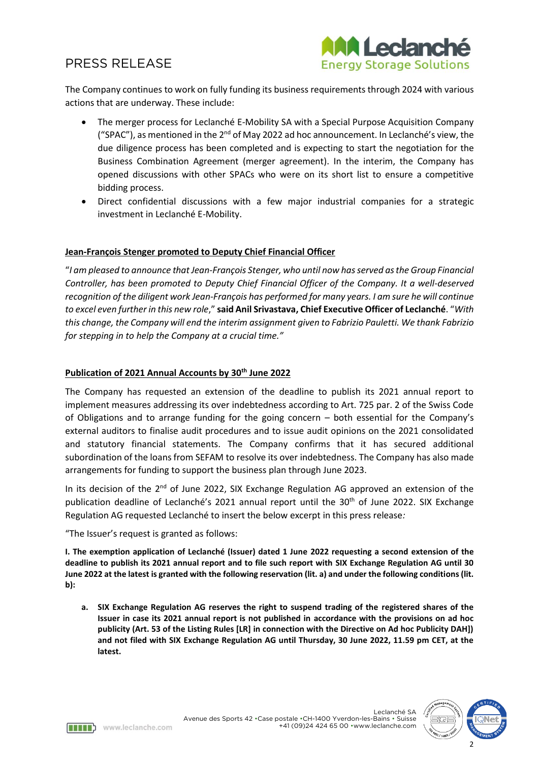The Company continues to work on fully funding its business requirements through 2024 with various actions that are underway. These include:

- The merger process for Leclanché E-Mobility SA with a Special Purpose Acquisition Company ("SPAC"), as mentioned in the 2nd of May 2022 ad hoc announcement. In Leclanché's view, the due diligence process has been completed and is expecting to start the negotiation for the Business Combination Agreement (merger agreement). In the interim, the Company has opened discussions with other SPACs who were on its short list to ensure a competitive bidding process.
- Direct confidential discussions with a few major industrial companies for a strategic investment in Leclanché E-Mobility.

## Jean-François Stenger promoted to Deputy Chief Financial Officer

"*I am pleased to announce that Jean-François Stenger, who until now has served as the Group Financial Controller, has been promoted to Deputy Chief Financial Officer of the Company. It a well-deserved recognition of the diligent work Jean-François has performed for many years. I am sure he will continue to excel even further in this new role*," **said Anil Srivastava, Chief Executive Officer of Leclanché**. "*With this change, the Company will end the interim assignment given to Fabrizio Pauletti. We thank Fabrizio for stepping in to help the Company at a crucial time.*"

## Publication of 2021 Annual Accounts by 30th June 2022

The Company has requested an extension of the deadline to publish its 2021 annual report to implement measures addressing its over indebtedness according to Art. 725 par. 2 of the Swiss Code of Obligations and to arrange funding for the going concern – both essential for the Company's external auditors to finalise audit procedures and to issue audit opinions on the 2021 consolidated and statutory financial statements. The Company confirms that it has secured additional subordination of the loans from SEFAM to resolve its over indebtedness. The Company has also made arrangements for funding to support the business plan through June 2023.

In its decision of the 2nd of June 2022, SIX Exchange Regulation AG approved an extension of the publication deadline of Leclanché's 2021 annual report until the 30th of June 2022. SIX Exchange Regulation AG requested Leclanché to insert the below excerpt in this press release*:*

"The Issuer's request is granted as follows:

**I. The exemption application of Leclanché (Issuer) dated 1 June 2022 requesting a second extension of the deadline to publish its 2021 annual report and to file such report with SIX Exchange Regulation AG until 30 June 2022 at the latest is granted with the following reservation (lit. a) and under the following conditions (lit. b):**

**a. SIX Exchange Regulation AG reserves the right to suspend trading of the registered shares of the Issuer in case its 2021 annual report is not published in accordance with the provisions on ad hoc publicity (Art. 53 of the Listing Rules [LR] in connection with the Directive on Ad hoc Publicity DAH]) and not filed with SIX Exchange Regulation AG until Thursday, 30 June 2022, 11.59 pm CET, at the latest.**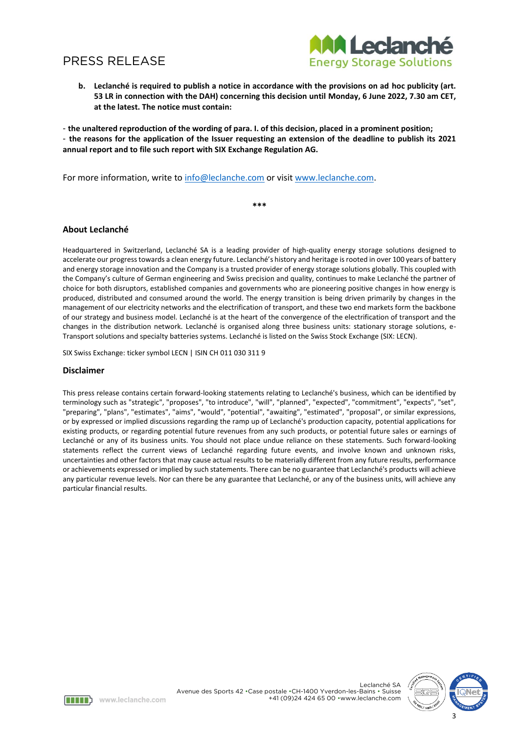**b. Leclanché is required to publish a notice in accordance with the provisions on ad hoc publicity (art. 53 LR in connection with the DAH) concerning this decision until Monday, 6 June 2022, 7.30 am CET, at the latest. The notice must contain:**

- **the unaltered reproduction of the wording of para. I. of this decision, placed in a prominent position;**
- **the reasons for the application of the Issuer requesting an extension of the deadline to publish its 2021 annual report and to file such report with SIX Exchange Regulation AG.**

For more information, write to info@leclanche.com or visit www.leclanche.com.

***

## About Leclanché

Headquartered in Switzerland, Leclanché SA is a leading provider of high-quality energy storage solutions designed to accelerate our progress towards a clean energy future. Leclanché's history and heritage is rooted in over 100 years of battery and energy storage innovation and the Company is a trusted provider of energy storage solutions globally. This coupled with the Company's culture of German engineering and Swiss precision and quality, continues to make Leclanché the partner of choice for both disruptors, established companies and governments who are pioneering positive changes in how energy is produced, distributed and consumed around the world. The energy transition is being driven primarily by changes in the management of our electricity networks and the electrification of transport, and these two end markets form the backbone of our strategy and business model. Leclanché is at the heart of the convergence of the electrification of transport and the changes in the distribution network. Leclanché is organised along three business units: stationary storage solutions, e-Transport solutions and specialty batteries systems. Leclanché is listed on the Swiss Stock Exchange (SIX: LECN).

SIX Swiss Exchange: ticker symbol LECN | ISIN CH 011 030 311 9

## Disclaimer

This press release contains certain forward-looking statements relating to Leclanché's business, which can be identified by terminology such as "strategic", "proposes", "to introduce", "will", "planned", "expected", "commitment", "expects", "set", "preparing", "plans", "estimates", "aims", "would", "potential", "awaiting", "estimated", "proposal", or similar expressions, or by expressed or implied discussions regarding the ramp up of Leclanché's production capacity, potential applications for existing products, or regarding potential future revenues from any such products, or potential future sales or earnings of Leclanché or any of its business units. You should not place undue reliance on these statements. Such forward-looking statements reflect the current views of Leclanché regarding future events, and involve known and unknown risks, uncertainties and other factors that may cause actual results to be materially different from any future results, performance or achievements expressed or implied by such statements. There can be no guarantee that Leclanché's products will achieve any particular revenue levels. Nor can there be any guarantee that Leclanché, or any of the business units, will achieve any particular financial results.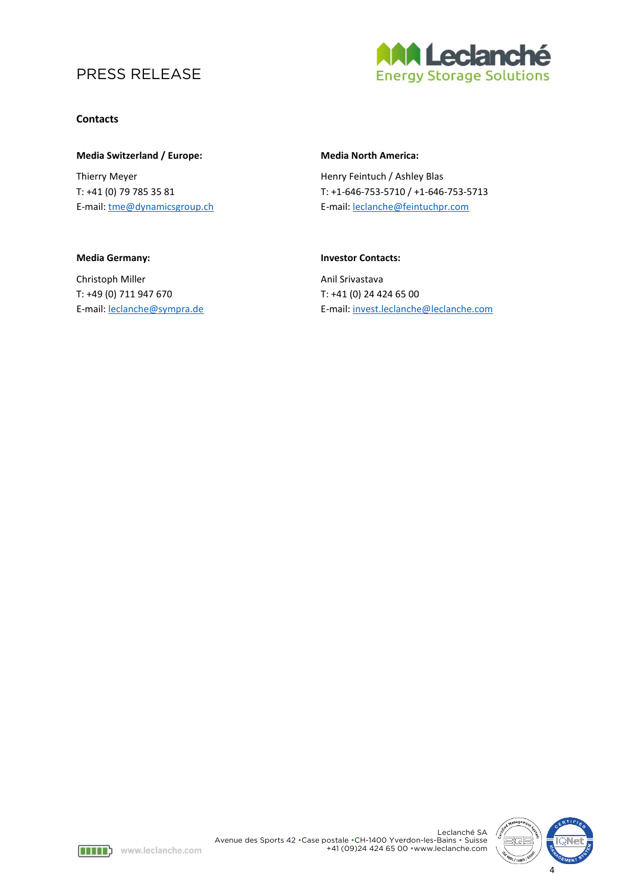PRESS RELEASE

**Contacts**

**Media Switzerland / Europe:**

Thierry Meyer
T: +41 (0) 79 785 35 81
E-mail: tme@dynamicsgroup.ch

**Media North America:**

Henry Feintuch / Ashley Blas
T: +1-646-753-5710 / +1-646-753-5713
E-mail: leclanche@feintuchpr.com

**Media Germany:**

Christoph Miller
T: +49 (0) 711 947 670
E-mail: leclanche@sympra.de

**Investor Contacts:**

Anil Srivastava
T: +41 (0) 24 424 65 00
E-mail: invest.leclanche@leclanche.com